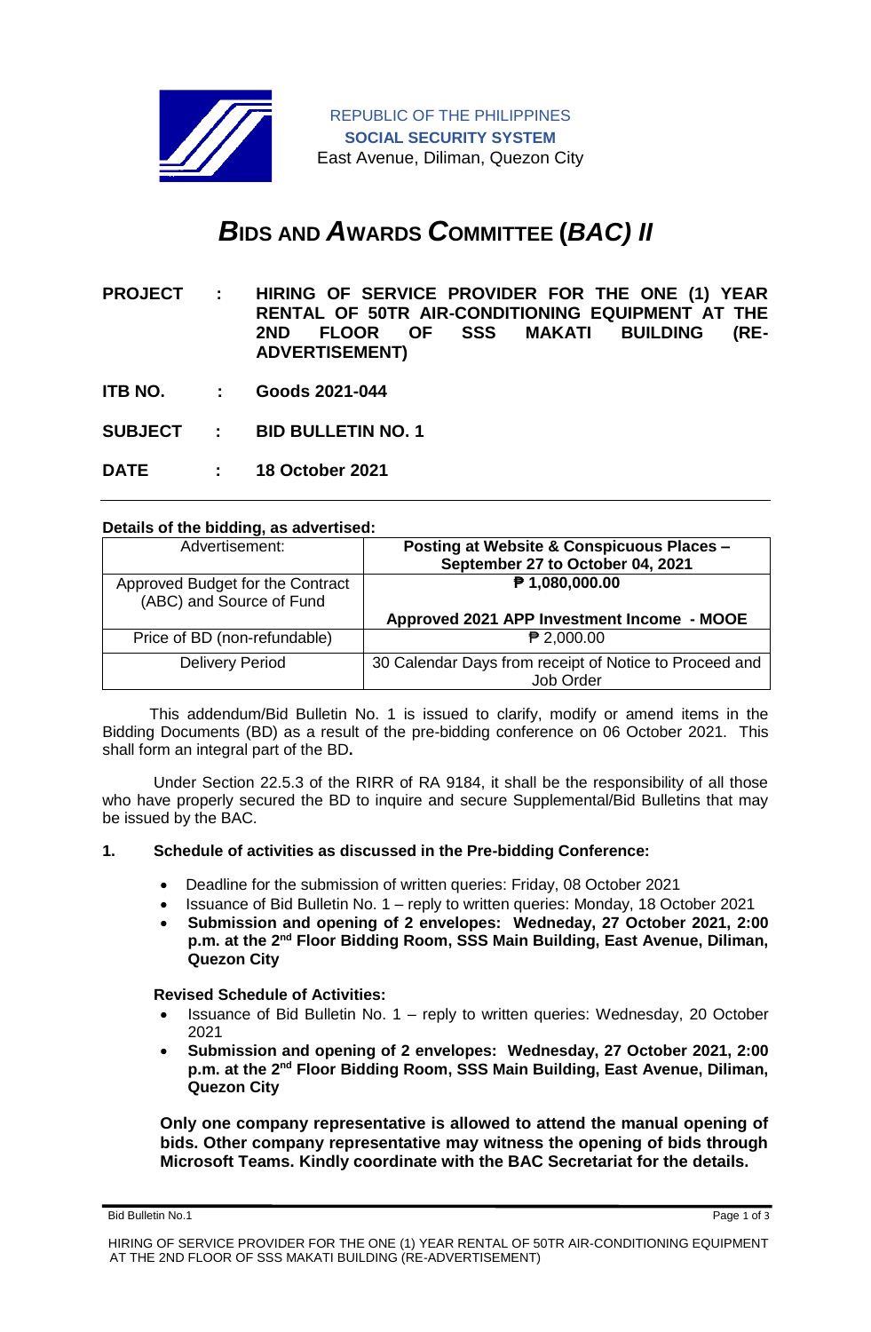REPUBLIC OF THE PHILIPPINES
**SOCIAL SECURITY SYSTEM**
East Avenue, Diliman, Quezon City

# *B*IDS AND *A*WARDS *C*OMMITTEE (*BAC) II*

**PROJECT : HIRING OF SERVICE PROVIDER FOR THE ONE (1) YEAR RENTAL OF 50TR AIR-CONDITIONING EQUIPMENT AT THE 2ND FLOOR OF SSS MAKATI BUILDING (RE-ADVERTISEMENT)**

**ITB NO. : Goods 2021-044**

**SUBJECT : BID BULLETIN NO. 1**

**DATE : 18 October 2021**

**Details of the bidding, as advertised:**

| Advertisement: | **Posting at Website & Conspicuous Places – September 27 to October 04, 2021** |
|---|---|
| Approved Budget for the Contract (ABC) and Source of Fund | **₱ 1,080,000.00**<br><br>**Approved 2021 APP Investment Income - MOOE** |
| Price of BD (non-refundable) | ₱ 2,000.00 |
| Delivery Period | 30 Calendar Days from receipt of Notice to Proceed and Job Order |

This addendum/Bid Bulletin No. 1 is issued to clarify, modify or amend items in the Bidding Documents (BD) as a result of the pre-bidding conference on 06 October 2021. This shall form an integral part of the BD**.**

Under Section 22.5.3 of the RIRR of RA 9184, it shall be the responsibility of all those who have properly secured the BD to inquire and secure Supplemental/Bid Bulletins that may be issued by the BAC.

**1. Schedule of activities as discussed in the Pre-bidding Conference:**

- Deadline for the submission of written queries: Friday, 08 October 2021
- Issuance of Bid Bulletin No. 1 – reply to written queries: Monday, 18 October 2021
- **Submission and opening of 2 envelopes: Wedneday, 27 October 2021, 2:00 p.m. at the 2nd Floor Bidding Room, SSS Main Building, East Avenue, Diliman, Quezon City**

**Revised Schedule of Activities:**

- Issuance of Bid Bulletin No. 1 – reply to written queries: Wednesday, 20 October 2021
- **Submission and opening of 2 envelopes: Wednesday, 27 October 2021, 2:00 p.m. at the 2nd Floor Bidding Room, SSS Main Building, East Avenue, Diliman, Quezon City**

**Only one company representative is allowed to attend the manual opening of bids. Other company representative may witness the opening of bids through Microsoft Teams. Kindly coordinate with the BAC Secretariat for the details.**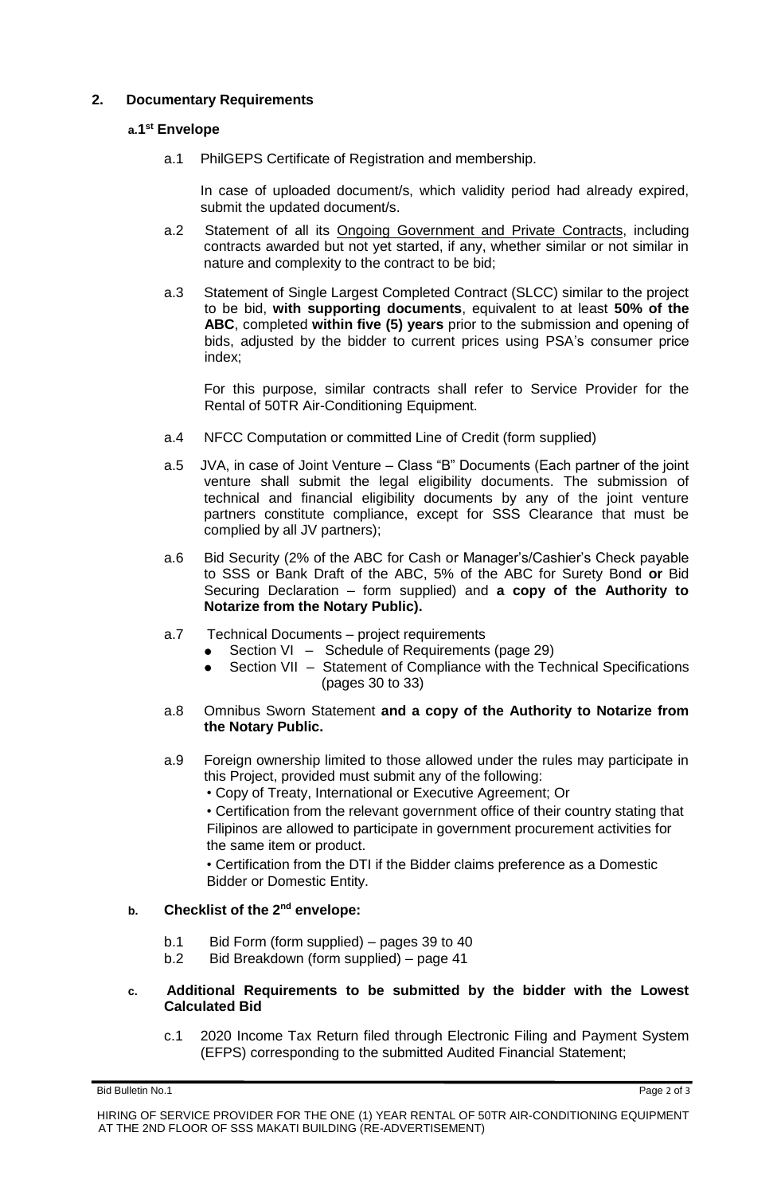## 2. Documentary Requirements

### a. 1st Envelope

a.1 PhilGEPS Certificate of Registration and membership.

In case of uploaded document/s, which validity period had already expired, submit the updated document/s.

a.2 Statement of all its Ongoing Government and Private Contracts, including contracts awarded but not yet started, if any, whether similar or not similar in nature and complexity to the contract to be bid;

a.3 Statement of Single Largest Completed Contract (SLCC) similar to the project to be bid, **with supporting documents**, equivalent to at least **50% of the ABC**, completed **within five (5) years** prior to the submission and opening of bids, adjusted by the bidder to current prices using PSA's consumer price index;

For this purpose, similar contracts shall refer to Service Provider for the Rental of 50TR Air-Conditioning Equipment.

a.4 NFCC Computation or committed Line of Credit (form supplied)

a.5 JVA, in case of Joint Venture – Class "B" Documents (Each partner of the joint venture shall submit the legal eligibility documents. The submission of technical and financial eligibility documents by any of the joint venture partners constitute compliance, except for SSS Clearance that must be complied by all JV partners);

a.6 Bid Security (2% of the ABC for Cash or Manager's/Cashier's Check payable to SSS or Bank Draft of the ABC, 5% of the ABC for Surety Bond **or** Bid Securing Declaration – form supplied) and **a copy of the Authority to Notarize from the Notary Public).**

a.7 Technical Documents – project requirements
- Section VI – Schedule of Requirements (page 29)
- Section VII – Statement of Compliance with the Technical Specifications (pages 30 to 33)

a.8 Omnibus Sworn Statement **and a copy of the Authority to Notarize from the Notary Public.**

a.9 Foreign ownership limited to those allowed under the rules may participate in this Project, provided must submit any of the following:
- Copy of Treaty, International or Executive Agreement; Or
- Certification from the relevant government office of their country stating that Filipinos are allowed to participate in government procurement activities for the same item or product.
- Certification from the DTI if the Bidder claims preference as a Domestic Bidder or Domestic Entity.

### b. Checklist of the 2nd envelope:

b.1 Bid Form (form supplied) – pages 39 to 40
b.2 Bid Breakdown (form supplied) – page 41

### c. Additional Requirements to be submitted by the bidder with the Lowest Calculated Bid

c.1 2020 Income Tax Return filed through Electronic Filing and Payment System (EFPS) corresponding to the submitted Audited Financial Statement;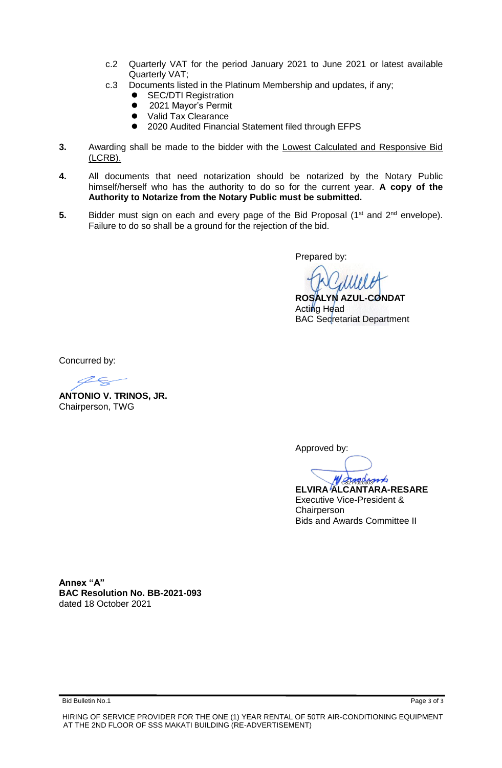c.2 Quarterly VAT for the period January 2021 to June 2021 or latest available Quarterly VAT;

c.3 Documents listed in the Platinum Membership and updates, if any;

- SEC/DTI Registration
- 2021 Mayor's Permit
- Valid Tax Clearance
- 2020 Audited Financial Statement filed through EFPS

**3.** Awarding shall be made to the bidder with the Lowest Calculated and Responsive Bid (LCRB).

**4.** All documents that need notarization should be notarized by the Notary Public himself/herself who has the authority to do so for the current year. **A copy of the Authority to Notarize from the Notary Public must be submitted.**

**5.** Bidder must sign on each and every page of the Bid Proposal (1st and 2nd envelope). Failure to do so shall be a ground for the rejection of the bid.

Prepared by:

**ROSALYN AZUL-CONDAT**
Acting Head
BAC Secretariat Department

Concurred by:

**ANTONIO V. TRINOS, JR.**
Chairperson, TWG

Approved by:

CS21020803

**ELVIRA ALCANTARA-RESARE**
Executive Vice-President &
Chairperson
Bids and Awards Committee II

**Annex "A"**
**BAC Resolution No. BB-2021-093**
dated 18 October 2021